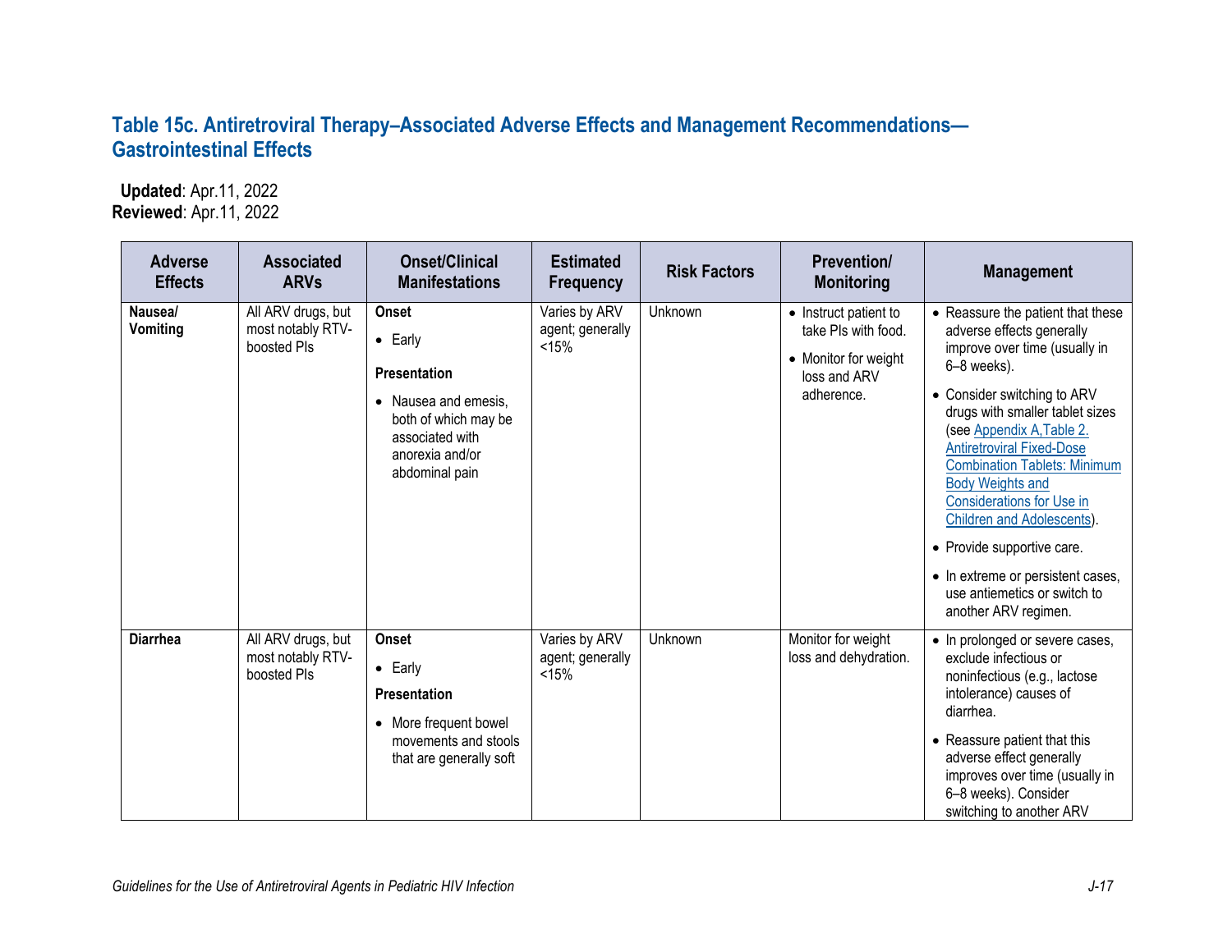## Table 15c. Antiretroviral Therapy–Associated Adverse Effects and Management Recommendations—Gastrointestinal Effects

**Updated**: Apr.11, 2022
**Reviewed**: Apr.11, 2022

| Adverse Effects | Associated ARVs | Onset/Clinical Manifestations | Estimated Frequency | Risk Factors | Prevention/ Monitoring | Management |
|---|---|---|---|---|---|---|
| **Nausea/ Vomiting** | All ARV drugs, but most notably RTV-boosted PIs | **Onset**<br>• Early<br>**Presentation**<br>• Nausea and emesis, both of which may be associated with anorexia and/or abdominal pain | Varies by ARV agent; generally <15% | Unknown | • Instruct patient to take PIs with food.<br>• Monitor for weight loss and ARV adherence. | • Reassure the patient that these adverse effects generally improve over time (usually in 6–8 weeks).<br>• Consider switching to ARV drugs with smaller tablet sizes (see Appendix A,Table 2. Antiretroviral Fixed-Dose Combination Tablets: Minimum Body Weights and Considerations for Use in Children and Adolescents).<br>• Provide supportive care.<br>• In extreme or persistent cases, use antiemetics or switch to another ARV regimen. |
| **Diarrhea** | All ARV drugs, but most notably RTV-boosted PIs | **Onset**<br>• Early<br>**Presentation**<br>• More frequent bowel movements and stools that are generally soft | Varies by ARV agent; generally <15% | Unknown | Monitor for weight loss and dehydration. | • In prolonged or severe cases, exclude infectious or noninfectious (e.g., lactose intolerance) causes of diarrhea.<br>• Reassure patient that this adverse effect generally improves over time (usually in 6–8 weeks). Consider switching to another ARV |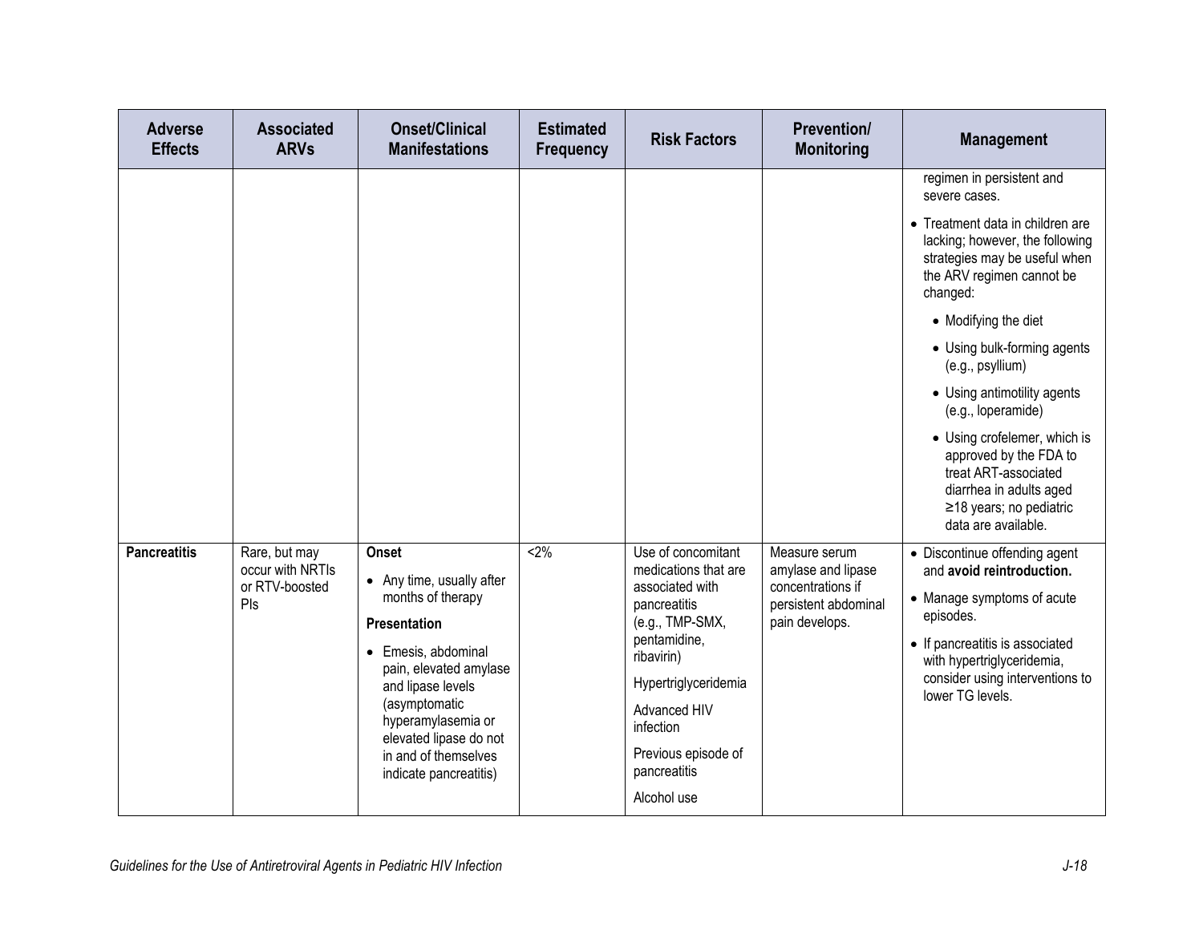| Adverse Effects | Associated ARVs | Onset/Clinical Manifestations | Estimated Frequency | Risk Factors | Prevention/ Monitoring | Management |
|---|---|---|---|---|---|---|
| | | | | | | regimen in persistent and severe cases.<br>• Treatment data in children are lacking; however, the following strategies may be useful when the ARV regimen cannot be changed:<br>  • Modifying the diet<br>  • Using bulk-forming agents (e.g., psyllium)<br>  • Using antimotility agents (e.g., loperamide)<br>  • Using crofelemer, which is approved by the FDA to treat ART-associated diarrhea in adults aged ≥18 years; no pediatric data are available. |
| **Pancreatitis** | Rare, but may occur with NRTIs or RTV-boosted PIs | **Onset**<br>• Any time, usually after months of therapy<br>**Presentation**<br>• Emesis, abdominal pain, elevated amylase and lipase levels (asymptomatic hyperamylasemia or elevated lipase do not in and of themselves indicate pancreatitis) | <2% | Use of concomitant medications that are associated with pancreatitis (e.g., TMP-SMX, pentamidine, ribavirin)<br>Hypertriglyceridemia<br>Advanced HIV infection<br>Previous episode of pancreatitis<br>Alcohol use | Measure serum amylase and lipase concentrations if persistent abdominal pain develops. | • Discontinue offending agent and **avoid reintroduction.**<br>• Manage symptoms of acute episodes.<br>• If pancreatitis is associated with hypertriglyceridemia, consider using interventions to lower TG levels. |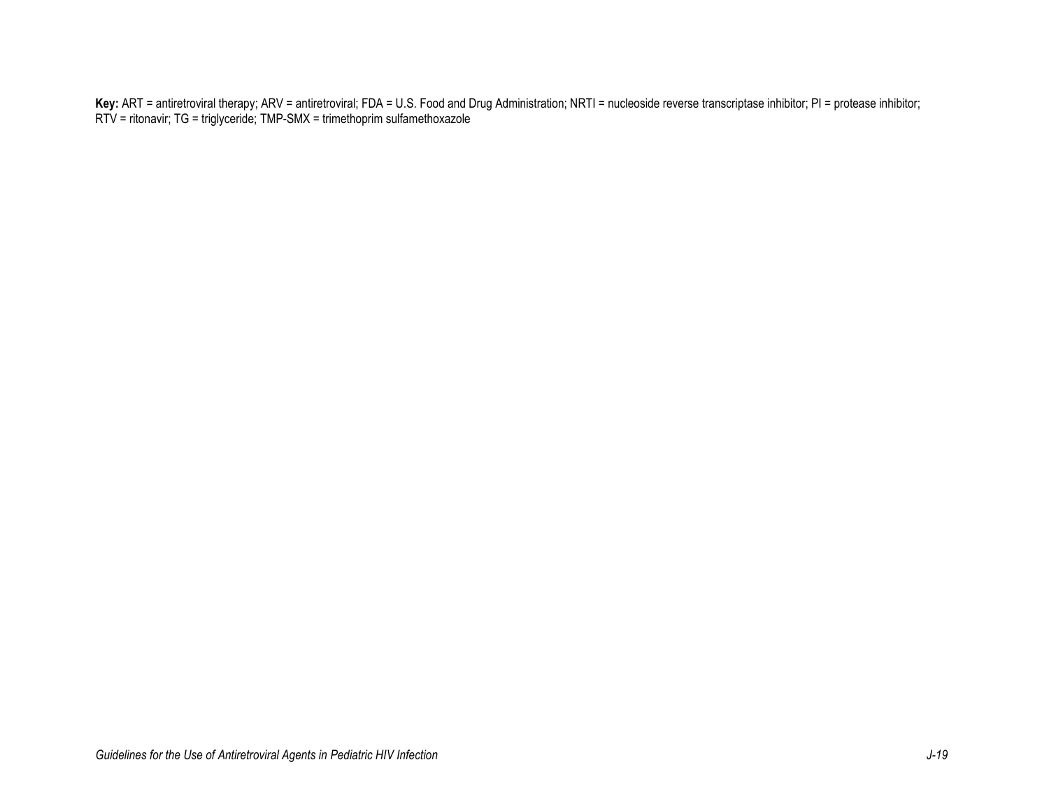**Key:** ART = antiretroviral therapy; ARV = antiretroviral; FDA = U.S. Food and Drug Administration; NRTI = nucleoside reverse transcriptase inhibitor; PI = protease inhibitor; RTV = ritonavir; TG = triglyceride; TMP-SMX = trimethoprim sulfamethoxazole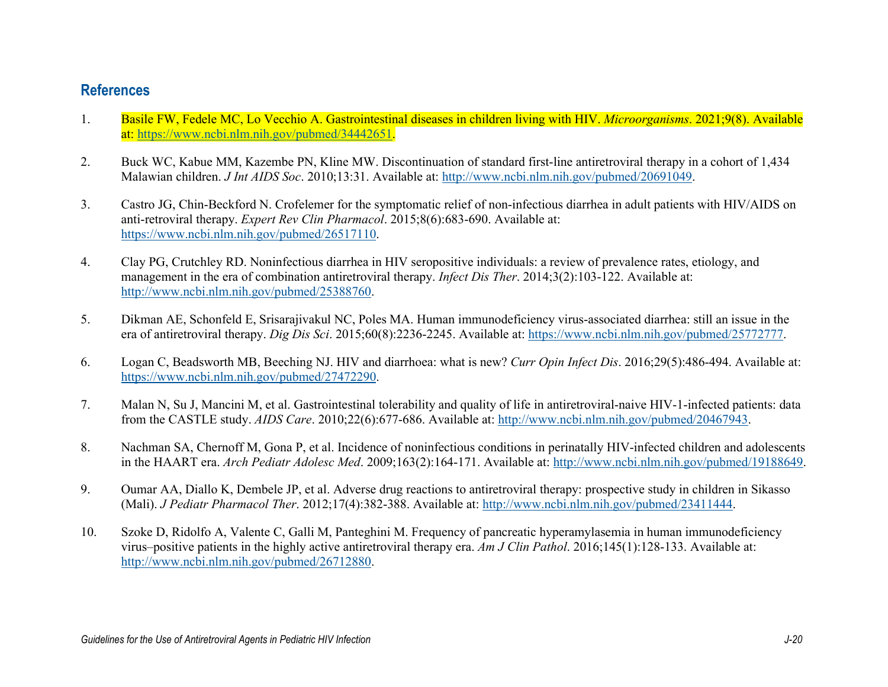## References

1. Basile FW, Fedele MC, Lo Vecchio A. Gastrointestinal diseases in children living with HIV. *Microorganisms*. 2021;9(8). Available at: https://www.ncbi.nlm.nih.gov/pubmed/34442651.

2. Buck WC, Kabue MM, Kazembe PN, Kline MW. Discontinuation of standard first-line antiretroviral therapy in a cohort of 1,434 Malawian children. *J Int AIDS Soc*. 2010;13:31. Available at: http://www.ncbi.nlm.nih.gov/pubmed/20691049.

3. Castro JG, Chin-Beckford N. Crofelemer for the symptomatic relief of non-infectious diarrhea in adult patients with HIV/AIDS on anti-retroviral therapy. *Expert Rev Clin Pharmacol*. 2015;8(6):683-690. Available at: https://www.ncbi.nlm.nih.gov/pubmed/26517110.

4. Clay PG, Crutchley RD. Noninfectious diarrhea in HIV seropositive individuals: a review of prevalence rates, etiology, and management in the era of combination antiretroviral therapy. *Infect Dis Ther*. 2014;3(2):103-122. Available at: http://www.ncbi.nlm.nih.gov/pubmed/25388760.

5. Dikman AE, Schonfeld E, Srisarajivakul NC, Poles MA. Human immunodeficiency virus-associated diarrhea: still an issue in the era of antiretroviral therapy. *Dig Dis Sci*. 2015;60(8):2236-2245. Available at: https://www.ncbi.nlm.nih.gov/pubmed/25772777.

6. Logan C, Beadsworth MB, Beeching NJ. HIV and diarrhoea: what is new? *Curr Opin Infect Dis*. 2016;29(5):486-494. Available at: https://www.ncbi.nlm.nih.gov/pubmed/27472290.

7. Malan N, Su J, Mancini M, et al. Gastrointestinal tolerability and quality of life in antiretroviral-naive HIV-1-infected patients: data from the CASTLE study. *AIDS Care*. 2010;22(6):677-686. Available at: http://www.ncbi.nlm.nih.gov/pubmed/20467943.

8. Nachman SA, Chernoff M, Gona P, et al. Incidence of noninfectious conditions in perinatally HIV-infected children and adolescents in the HAART era. *Arch Pediatr Adolesc Med*. 2009;163(2):164-171. Available at: http://www.ncbi.nlm.nih.gov/pubmed/19188649.

9. Oumar AA, Diallo K, Dembele JP, et al. Adverse drug reactions to antiretroviral therapy: prospective study in children in Sikasso (Mali). *J Pediatr Pharmacol Ther*. 2012;17(4):382-388. Available at: http://www.ncbi.nlm.nih.gov/pubmed/23411444.

10. Szoke D, Ridolfo A, Valente C, Galli M, Panteghini M. Frequency of pancreatic hyperamylasemia in human immunodeficiency virus–positive patients in the highly active antiretroviral therapy era. *Am J Clin Pathol*. 2016;145(1):128-133. Available at: http://www.ncbi.nlm.nih.gov/pubmed/26712880.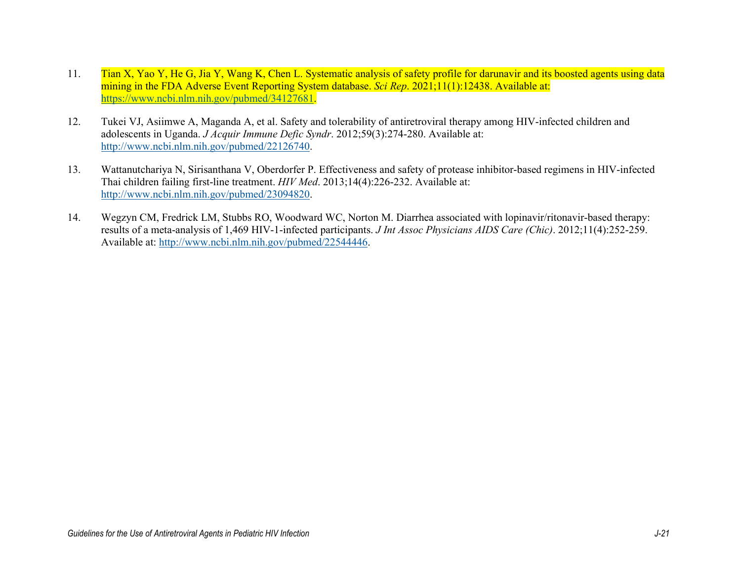11. Tian X, Yao Y, He G, Jia Y, Wang K, Chen L. Systematic analysis of safety profile for darunavir and its boosted agents using data mining in the FDA Adverse Event Reporting System database. *Sci Rep*. 2021;11(1):12438. Available at: https://www.ncbi.nlm.nih.gov/pubmed/34127681.

12. Tukei VJ, Asiimwe A, Maganda A, et al. Safety and tolerability of antiretroviral therapy among HIV-infected children and adolescents in Uganda. *J Acquir Immune Defic Syndr*. 2012;59(3):274-280. Available at: http://www.ncbi.nlm.nih.gov/pubmed/22126740.

13. Wattanutchariya N, Sirisanthana V, Oberdorfer P. Effectiveness and safety of protease inhibitor-based regimens in HIV-infected Thai children failing first-line treatment. *HIV Med*. 2013;14(4):226-232. Available at: http://www.ncbi.nlm.nih.gov/pubmed/23094820.

14. Wegzyn CM, Fredrick LM, Stubbs RO, Woodward WC, Norton M. Diarrhea associated with lopinavir/ritonavir-based therapy: results of a meta-analysis of 1,469 HIV-1-infected participants. *J Int Assoc Physicians AIDS Care (Chic)*. 2012;11(4):252-259. Available at: http://www.ncbi.nlm.nih.gov/pubmed/22544446.